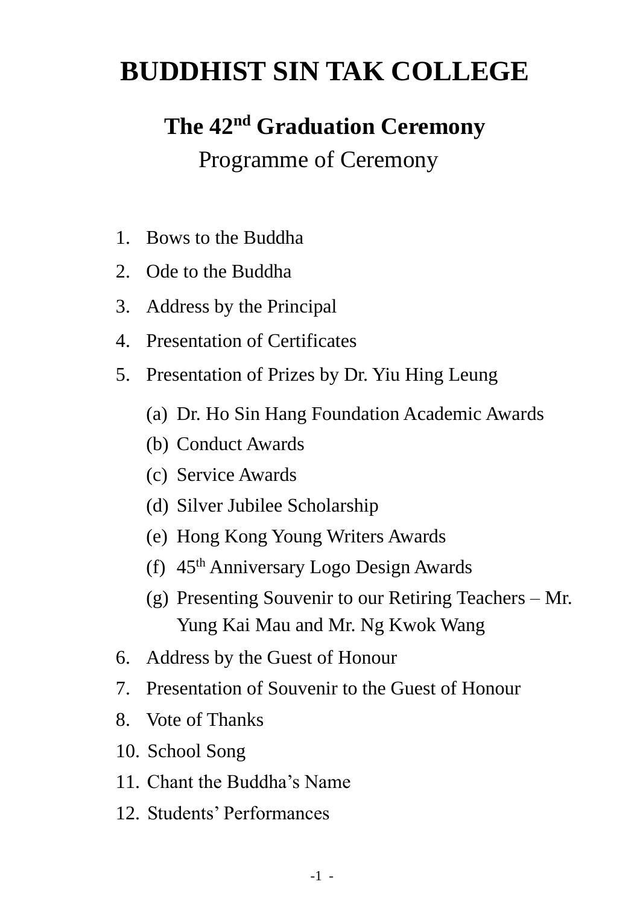# BUDDHIST SIN TAK COLLEGE

## The 42nd Graduation Ceremony

Programme of Ceremony

1. Bows to the Buddha
2. Ode to the Buddha
3. Address by the Principal
4. Presentation of Certificates
5. Presentation of Prizes by Dr. Yiu Hing Leung
   (a) Dr. Ho Sin Hang Foundation Academic Awards
   (b) Conduct Awards
   (c) Service Awards
   (d) Silver Jubilee Scholarship
   (e) Hong Kong Young Writers Awards
   (f) 45th Anniversary Logo Design Awards
   (g) Presenting Souvenir to our Retiring Teachers – Mr. Yung Kai Mau and Mr. Ng Kwok Wang
6. Address by the Guest of Honour
7. Presentation of Souvenir to the Guest of Honour
8. Vote of Thanks

10. School Song
11. Chant the Buddha's Name
12. Students' Performances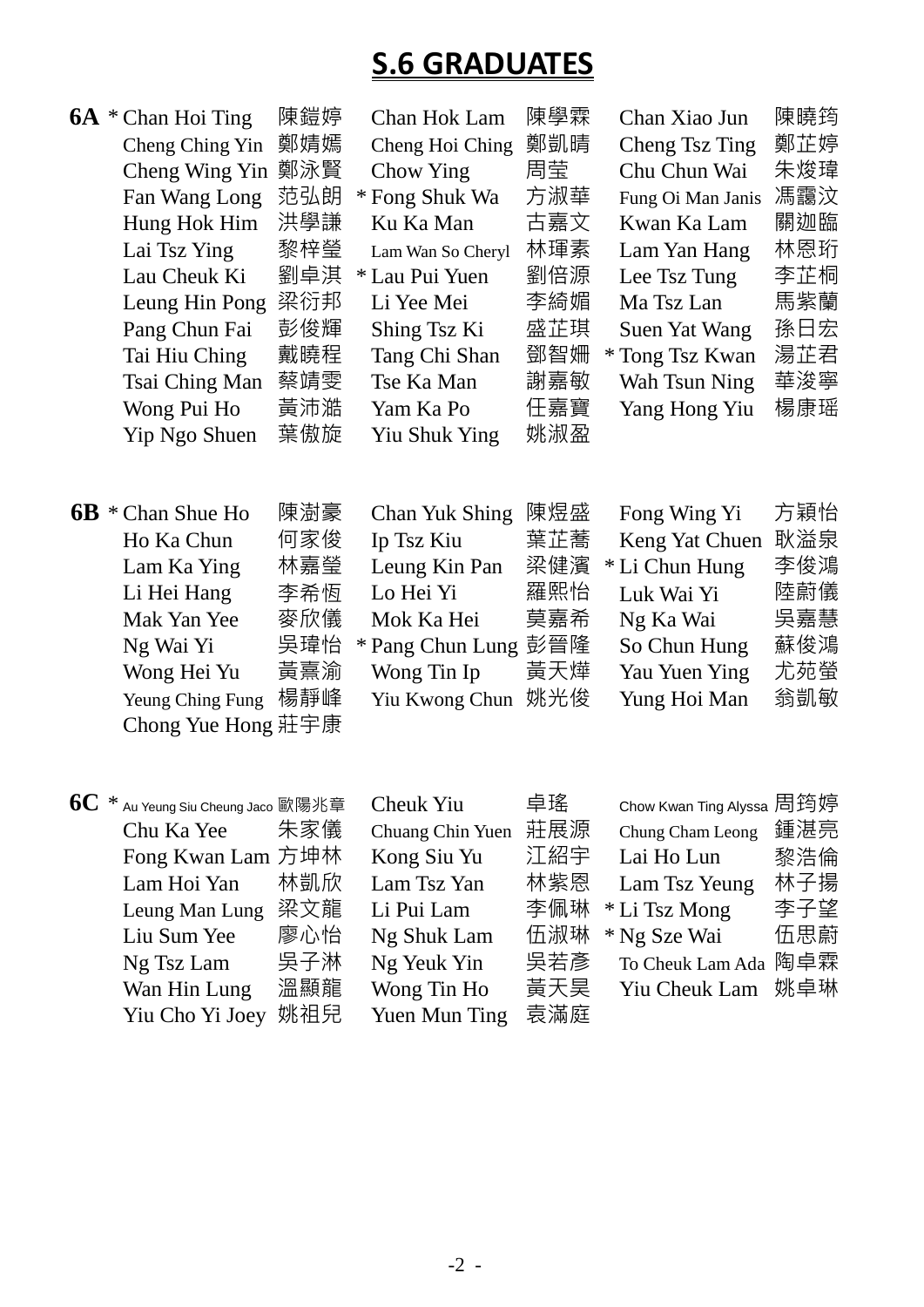# S.6 GRADUATES

**6A**

| | | | | | |
|---|---|---|---|---|---|
| * Chan Hoi Ting | 陳鎧婷 | Chan Hok Lam | 陳學霖 | Chan Xiao Jun | 陳曉筠 |
| Cheng Ching Yin | 鄭婧嫣 | Cheng Hoi Ching | 鄭凱晴 | Cheng Tsz Ting | 鄭芷婷 |
| Cheng Wing Yin | 鄭泳賢 | Chow Ying | 周瑩 | Chu Chun Wai | 朱焌瑋 |
| Fan Wang Long | 范弘朗 | * Fong Shuk Wa | 方淑華 | Fung Oi Man Janis | 馮靄汶 |
| Hung Hok Him | 洪學謙 | Ku Ka Man | 古嘉文 | Kwan Ka Lam | 關迦臨 |
| Lai Tsz Ying | 黎梓瑩 | Lam Wan So Cheryl | 林琿素 | Lam Yan Hang | 林恩珩 |
| Lau Cheuk Ki | 劉卓淇 | * Lau Pui Yuen | 劉倍源 | Lee Tsz Tung | 李芷桐 |
| Leung Hin Pong | 梁衍邦 | Li Yee Mei | 李綺媚 | Ma Tsz Lan | 馬紫蘭 |
| Pang Chun Fai | 彭俊輝 | Shing Tsz Ki | 盛芷琪 | Suen Yat Wang | 孫日宏 |
| Tai Hiu Ching | 戴曉程 | Tang Chi Shan | 鄧智姍 | * Tong Tsz Kwan | 湯芷君 |
| Tsai Ching Man | 蔡靖雯 | Tse Ka Man | 謝嘉敏 | Wah Tsun Ning | 華浚寧 |
| Wong Pui Ho | 黃沛澔 | Yam Ka Po | 任嘉寶 | Yang Hong Yiu | 楊康瑤 |
| Yip Ngo Shuen | 葉傲旋 | Yiu Shuk Ying | 姚淑盈 | | |

**6B**

| | | | | | |
|---|---|---|---|---|---|
| * Chan Shue Ho | 陳澍豪 | Chan Yuk Shing | 陳煜盛 | Fong Wing Yi | 方穎怡 |
| Ho Ka Chun | 何家俊 | Ip Tsz Kiu | 葉芷蕎 | Keng Yat Chuen | 耿溢泉 |
| Lam Ka Ying | 林嘉瑩 | Leung Kin Pan | 梁健濱 | * Li Chun Hung | 李俊鴻 |
| Li Hei Hang | 李希恆 | Lo Hei Yi | 羅熙怡 | Luk Wai Yi | 陸蔚儀 |
| Mak Yan Yee | 麥欣儀 | Mok Ka Hei | 莫嘉希 | Ng Ka Wai | 吳嘉慧 |
| Ng Wai Yi | 吳瑋怡 | * Pang Chun Lung | 彭晉隆 | So Chun Hung | 蘇俊鴻 |
| Wong Hei Yu | 黃熹渝 | Wong Tin Ip | 黃天燁 | Yau Yuen Ying | 尤苑瑩 |
| Yeung Ching Fung | 楊靜峰 | Yiu Kwong Chun | 姚光俊 | Yung Hoi Man | 翁凱敏 |
| Chong Yue Hong | 莊宇康 | | | | |

**6C**

| | | | | | |
|---|---|---|---|---|---|
| * Au Yeung Siu Cheung Jaco | 歐陽兆章 | Cheuk Yiu | 卓瑤 | Chow Kwan Ting Alyssa | 周筠婷 |
| Chu Ka Yee | 朱家儀 | Chuang Chin Yuen | 莊展源 | Chung Cham Leong | 鍾湛亮 |
| Fong Kwan Lam | 方坤林 | Kong Siu Yu | 江紹宇 | Lai Ho Lun | 黎浩倫 |
| Lam Hoi Yan | 林凱欣 | Lam Tsz Yan | 林紫恩 | Lam Tsz Yeung | 林子揚 |
| Leung Man Lung | 梁文龍 | Li Pui Lam | 李佩琳 | * Li Tsz Mong | 李子望 |
| Liu Sum Yee | 廖心怡 | Ng Shuk Lam | 伍淑琳 | * Ng Sze Wai | 伍思蔚 |
| Ng Tsz Lam | 吳子淋 | Ng Yeuk Yin | 吳若彥 | To Cheuk Lam Ada | 陶卓霖 |
| Wan Hin Lung | 溫顯龍 | Wong Tin Ho | 黃天昊 | Yiu Cheuk Lam | 姚卓琳 |
| Yiu Cho Yi Joey | 姚祖兒 | Yuen Mun Ting | 袁滿庭 | | |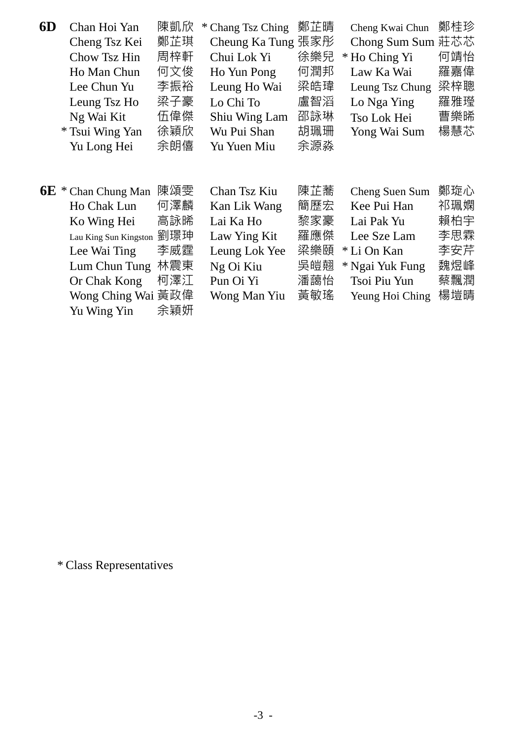**6D**

| | | | | | |
|---|---|---|---|---|---|
| Chan Hoi Yan | 陳凱欣 | * Chang Tsz Ching | 鄭芷晴 | Cheng Kwai Chun | 鄭桂珍 |
| Cheng Tsz Kei | 鄭芷琪 | Cheung Ka Tung | 張家彤 | Chong Sum Sum | 莊芯芯 |
| Chow Tsz Hin | 周梓軒 | Chui Lok Yi | 徐樂兒 | * Ho Ching Yi | 何靖怡 |
| Ho Man Chun | 何文俊 | Ho Yun Pong | 何潤邦 | Law Ka Wai | 羅嘉偉 |
| Lee Chun Yu | 李振裕 | Leung Ho Wai | 梁皓瑋 | Leung Tsz Chung | 梁梓聰 |
| Leung Tsz Ho | 梁子豪 | Lo Chi To | 盧智滔 | Lo Nga Ying | 羅雅瑩 |
| Ng Wai Kit | 伍偉傑 | Shiu Wing Lam | 邵詠琳 | Tso Lok Hei | 曹樂晞 |
| * Tsui Wing Yan | 徐穎欣 | Wu Pui Shan | 胡珮珊 | Yong Wai Sum | 楊慧芯 |
| Yu Long Hei | 余朗僖 | Yu Yuen Miu | 余源淼 | | |

**6E**

| | | | | | |
|---|---|---|---|---|---|
| * Chan Chung Man | 陳頌雯 | Chan Tsz Kiu | 陳芷蕎 | Cheng Suen Sum | 鄭璇心 |
| Ho Chak Lun | 何澤麟 | Kan Lik Wang | 簡歷宏 | Kee Pui Han | 祁珮嫻 |
| Ko Wing Hei | 高詠晞 | Lai Ka Ho | 黎家豪 | Lai Pak Yu | 賴柏宇 |
| Lau King Sun Kingston | 劉璟珅 | Law Ying Kit | 羅應傑 | Lee Sze Lam | 李思霖 |
| Lee Wai Ting | 李威霆 | Leung Lok Yee | 梁樂頤 | * Li On Kan | 李安芹 |
| Lum Chun Tung | 林震東 | Ng Oi Kiu | 吳皚翹 | * Ngai Yuk Fung | 魏煜峰 |
| Or Chak Kong | 柯澤江 | Pun Oi Yi | 潘藹怡 | Tsoi Piu Yun | 蔡飄潤 |
| Wong Ching Wai | 黃政偉 | Wong Man Yiu | 黃敏瑤 | Yeung Hoi Ching | 楊塏晴 |
| Yu Wing Yin | 余穎妍 | | | | |

* Class Representatives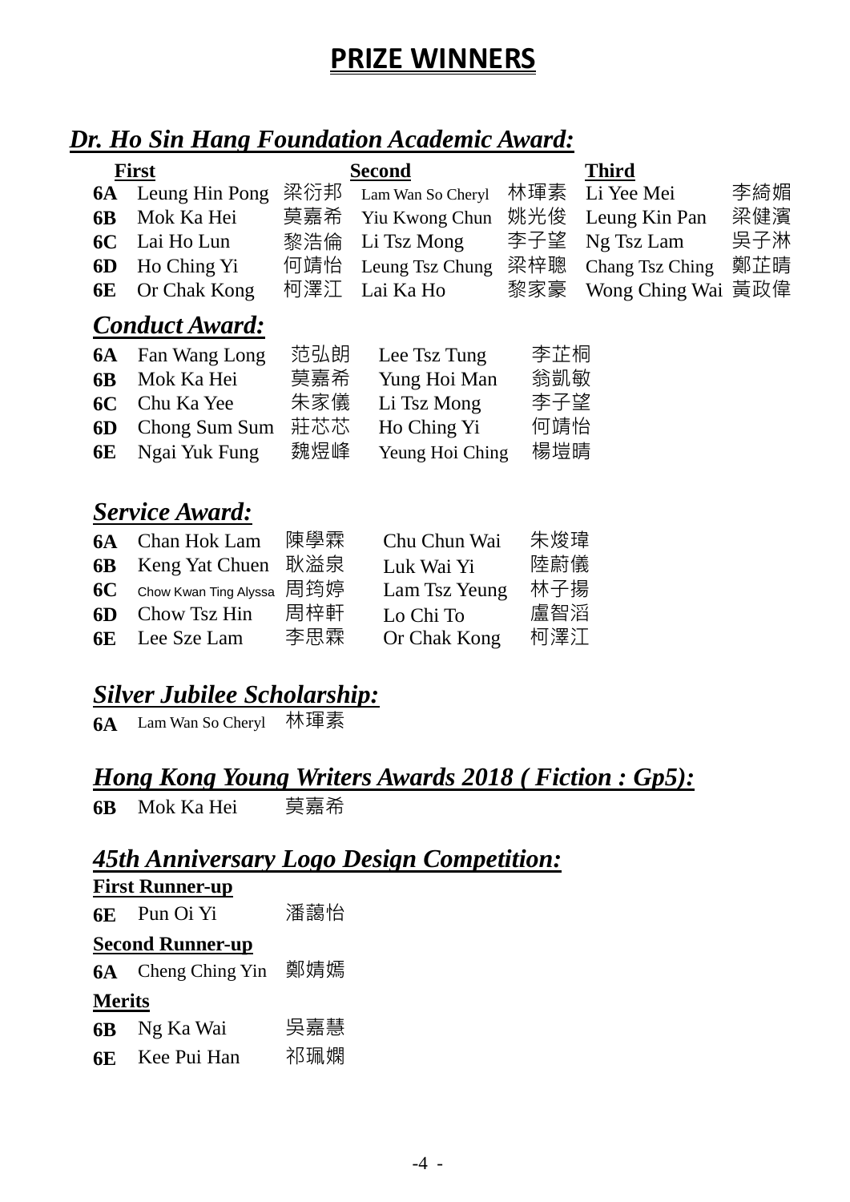# PRIZE WINNERS

## *Dr. Ho Sin Hang Foundation Academic Award:*

| | First | | Second | | Third | |
|---|---|---|---|---|---|---|
| **6A** | Leung Hin Pong | 梁衍邦 | Lam Wan So Cheryl | 林琿素 | Li Yee Mei | 李綺媚 |
| **6B** | Mok Ka Hei | 莫嘉希 | Yiu Kwong Chun | 姚光俊 | Leung Kin Pan | 梁健濱 |
| **6C** | Lai Ho Lun | 黎浩倫 | Li Tsz Mong | 李子望 | Ng Tsz Lam | 吳子淋 |
| **6D** | Ho Ching Yi | 何靖怡 | Leung Tsz Chung | 梁梓聰 | Chang Tsz Ching | 鄭芷晴 |
| **6E** | Or Chak Kong | 柯澤江 | Lai Ka Ho | 黎家豪 | Wong Ching Wai | 黃政偉 |

## *Conduct Award:*

| | | | | |
|---|---|---|---|---|
| **6A** | Fan Wang Long | 范弘朗 | Lee Tsz Tung | 李芷桐 |
| **6B** | Mok Ka Hei | 莫嘉希 | Yung Hoi Man | 翁凱敏 |
| **6C** | Chu Ka Yee | 朱家儀 | Li Tsz Mong | 李子望 |
| **6D** | Chong Sum Sum | 莊芯芯 | Ho Ching Yi | 何靖怡 |
| **6E** | Ngai Yuk Fung | 魏煜峰 | Yeung Hoi Ching | 楊塏晴 |

## *Service Award:*

| | | | | |
|---|---|---|---|---|
| **6A** | Chan Hok Lam | 陳學霖 | Chu Chun Wai | 朱焌瑋 |
| **6B** | Keng Yat Chuen | 耿溢泉 | Luk Wai Yi | 陸蔚儀 |
| **6C** | Chow Kwan Ting Alyssa | 周筠婷 | Lam Tsz Yeung | 林子揚 |
| **6D** | Chow Tsz Hin | 周梓軒 | Lo Chi To | 盧智滔 |
| **6E** | Lee Sze Lam | 李思霖 | Or Chak Kong | 柯澤江 |

## *Silver Jubilee Scholarship:*

**6A** Lam Wan So Cheryl 林琿素

## *Hong Kong Young Writers Awards 2018 ( Fiction : Gp5):*

**6B** Mok Ka Hei 莫嘉希

## *45th Anniversary Logo Design Competition:*

**First Runner-up**

**6E** Pun Oi Yi 潘藹怡

**Second Runner-up**

**6A** Cheng Ching Yin 鄭婧嫣

**Merits**

**6B** Ng Ka Wai 吳嘉慧

**6E** Kee Pui Han 祁珮嫻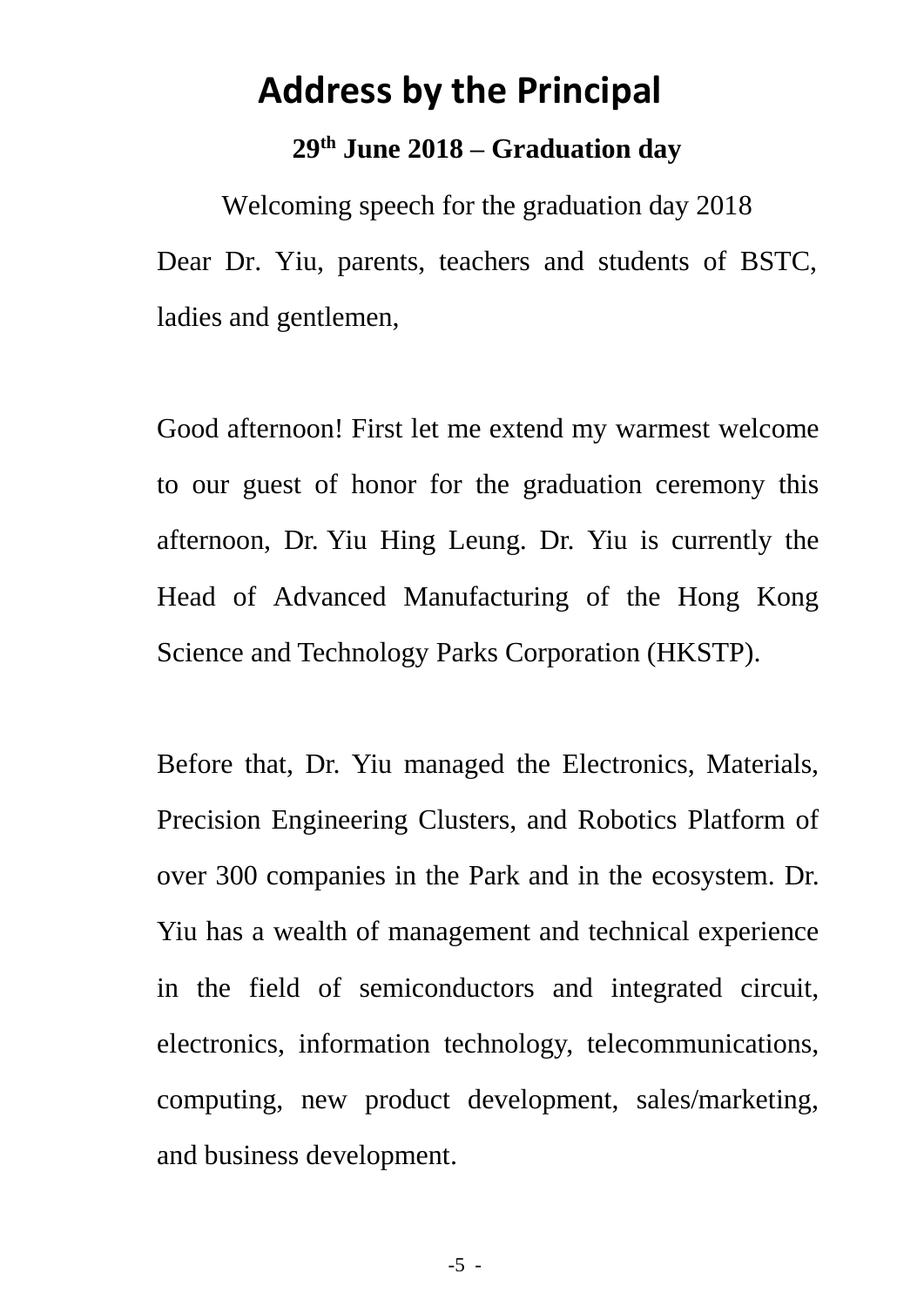# Address by the Principal

**29th June 2018 – Graduation day**

Welcoming speech for the graduation day 2018

Dear Dr. Yiu, parents, teachers and students of BSTC, ladies and gentlemen,

Good afternoon! First let me extend my warmest welcome to our guest of honor for the graduation ceremony this afternoon, Dr. Yiu Hing Leung. Dr. Yiu is currently the Head of Advanced Manufacturing of the Hong Kong Science and Technology Parks Corporation (HKSTP).

Before that, Dr. Yiu managed the Electronics, Materials, Precision Engineering Clusters, and Robotics Platform of over 300 companies in the Park and in the ecosystem. Dr. Yiu has a wealth of management and technical experience in the field of semiconductors and integrated circuit, electronics, information technology, telecommunications, computing, new product development, sales/marketing, and business development.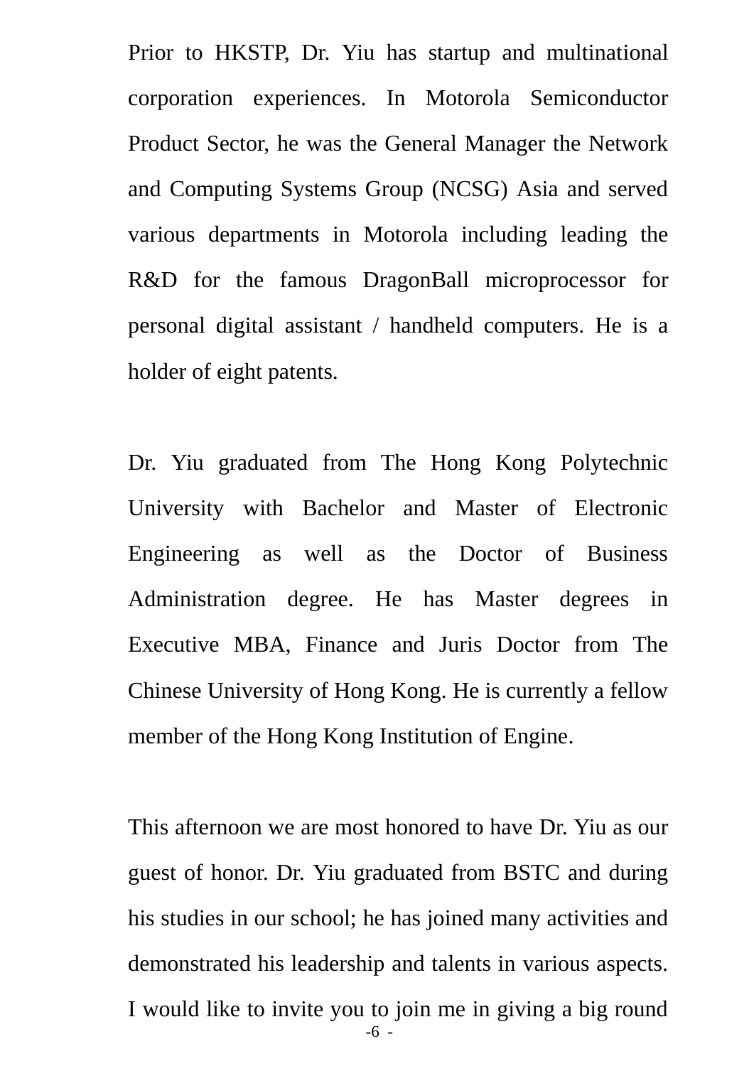Prior to HKSTP, Dr. Yiu has startup and multinational corporation experiences. In Motorola Semiconductor Product Sector, he was the General Manager the Network and Computing Systems Group (NCSG) Asia and served various departments in Motorola including leading the R&D for the famous DragonBall microprocessor for personal digital assistant / handheld computers. He is a holder of eight patents.

Dr. Yiu graduated from The Hong Kong Polytechnic University with Bachelor and Master of Electronic Engineering as well as the Doctor of Business Administration degree. He has Master degrees in Executive MBA, Finance and Juris Doctor from The Chinese University of Hong Kong. He is currently a fellow member of the Hong Kong Institution of Engine.

This afternoon we are most honored to have Dr. Yiu as our guest of honor. Dr. Yiu graduated from BSTC and during his studies in our school; he has joined many activities and demonstrated his leadership and talents in various aspects. I would like to invite you to join me in giving a big round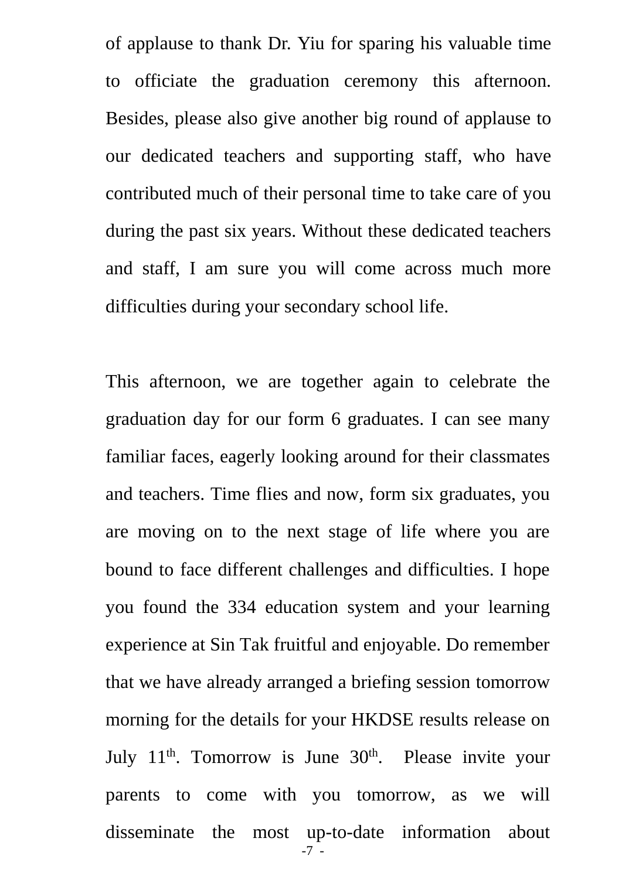of applause to thank Dr. Yiu for sparing his valuable time to officiate the graduation ceremony this afternoon. Besides, please also give another big round of applause to our dedicated teachers and supporting staff, who have contributed much of their personal time to take care of you during the past six years. Without these dedicated teachers and staff, I am sure you will come across much more difficulties during your secondary school life.

This afternoon, we are together again to celebrate the graduation day for our form 6 graduates. I can see many familiar faces, eagerly looking around for their classmates and teachers. Time flies and now, form six graduates, you are moving on to the next stage of life where you are bound to face different challenges and difficulties. I hope you found the 334 education system and your learning experience at Sin Tak fruitful and enjoyable. Do remember that we have already arranged a briefing session tomorrow morning for the details for your HKDSE results release on July 11th. Tomorrow is June 30th. Please invite your parents to come with you tomorrow, as we will disseminate the most up-to-date information about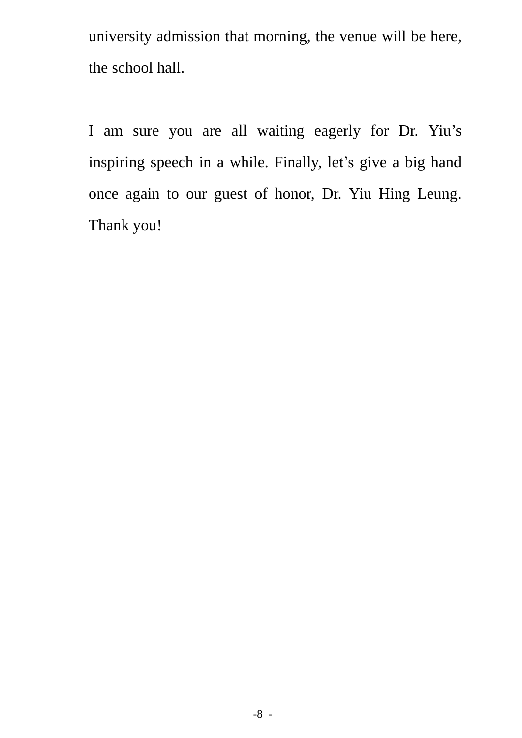university admission that morning, the venue will be here, the school hall.

I am sure you are all waiting eagerly for Dr. Yiu’s inspiring speech in a while. Finally, let’s give a big hand once again to our guest of honor, Dr. Yiu Hing Leung. Thank you!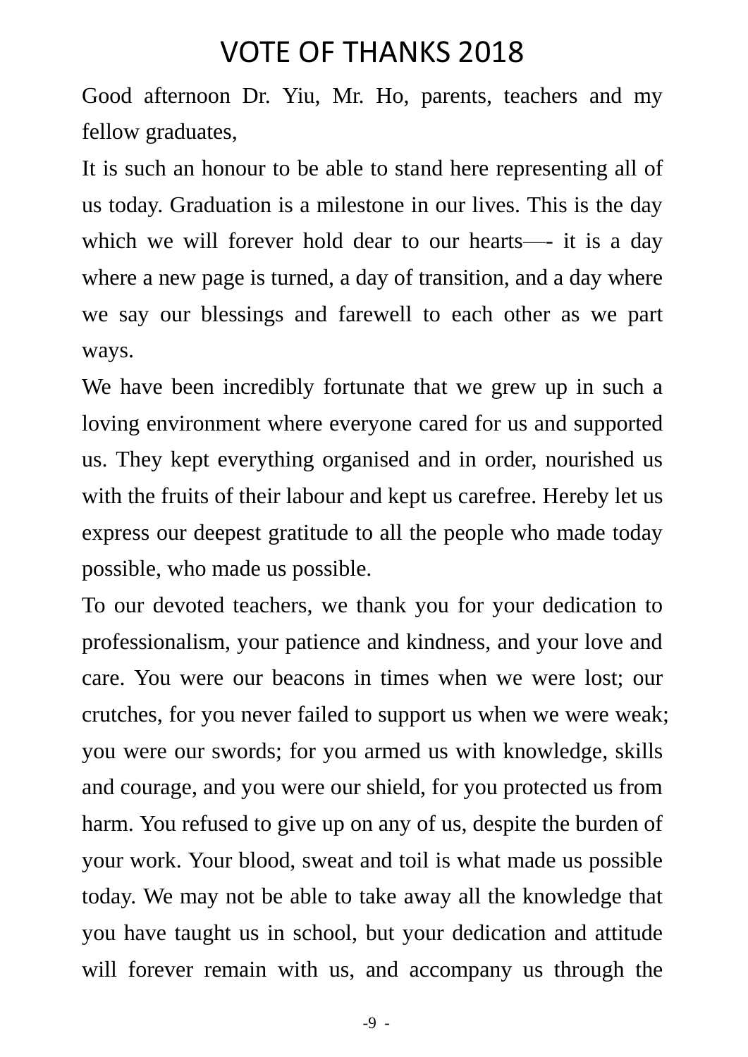# VOTE OF THANKS 2018

Good afternoon Dr. Yiu, Mr. Ho, parents, teachers and my fellow graduates,

It is such an honour to be able to stand here representing all of us today. Graduation is a milestone in our lives. This is the day which we will forever hold dear to our hearts—- it is a day where a new page is turned, a day of transition, and a day where we say our blessings and farewell to each other as we part ways.

We have been incredibly fortunate that we grew up in such a loving environment where everyone cared for us and supported us. They kept everything organised and in order, nourished us with the fruits of their labour and kept us carefree. Hereby let us express our deepest gratitude to all the people who made today possible, who made us possible.

To our devoted teachers, we thank you for your dedication to professionalism, your patience and kindness, and your love and care. You were our beacons in times when we were lost; our crutches, for you never failed to support us when we were weak; you were our swords; for you armed us with knowledge, skills and courage, and you were our shield, for you protected us from harm. You refused to give up on any of us, despite the burden of your work. Your blood, sweat and toil is what made us possible today. We may not be able to take away all the knowledge that you have taught us in school, but your dedication and attitude will forever remain with us, and accompany us through the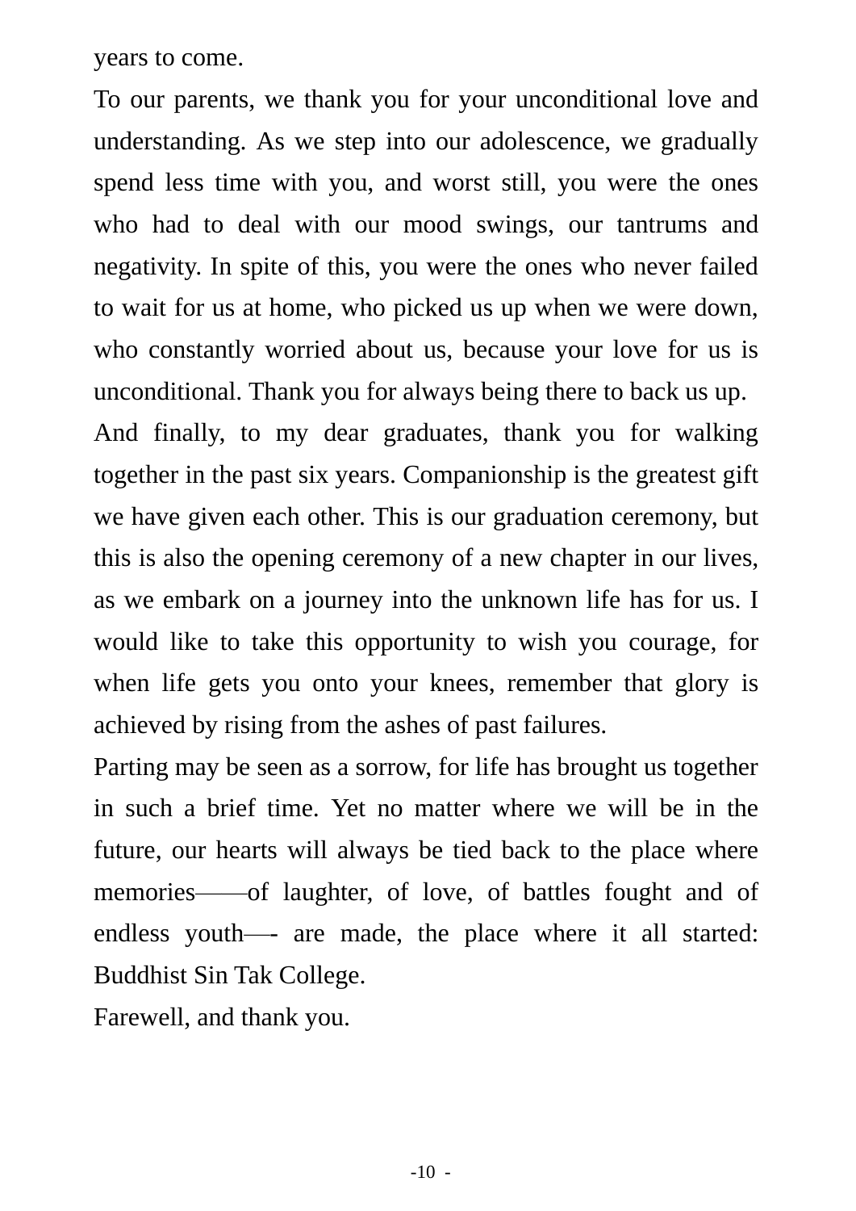years to come.

To our parents, we thank you for your unconditional love and understanding. As we step into our adolescence, we gradually spend less time with you, and worst still, you were the ones who had to deal with our mood swings, our tantrums and negativity. In spite of this, you were the ones who never failed to wait for us at home, who picked us up when we were down, who constantly worried about us, because your love for us is unconditional. Thank you for always being there to back us up.

And finally, to my dear graduates, thank you for walking together in the past six years. Companionship is the greatest gift we have given each other. This is our graduation ceremony, but this is also the opening ceremony of a new chapter in our lives, as we embark on a journey into the unknown life has for us. I would like to take this opportunity to wish you courage, for when life gets you onto your knees, remember that glory is achieved by rising from the ashes of past failures.

Parting may be seen as a sorrow, for life has brought us together in such a brief time. Yet no matter where we will be in the future, our hearts will always be tied back to the place where memories——of laughter, of love, of battles fought and of endless youth—- are made, the place where it all started: Buddhist Sin Tak College.

Farewell, and thank you.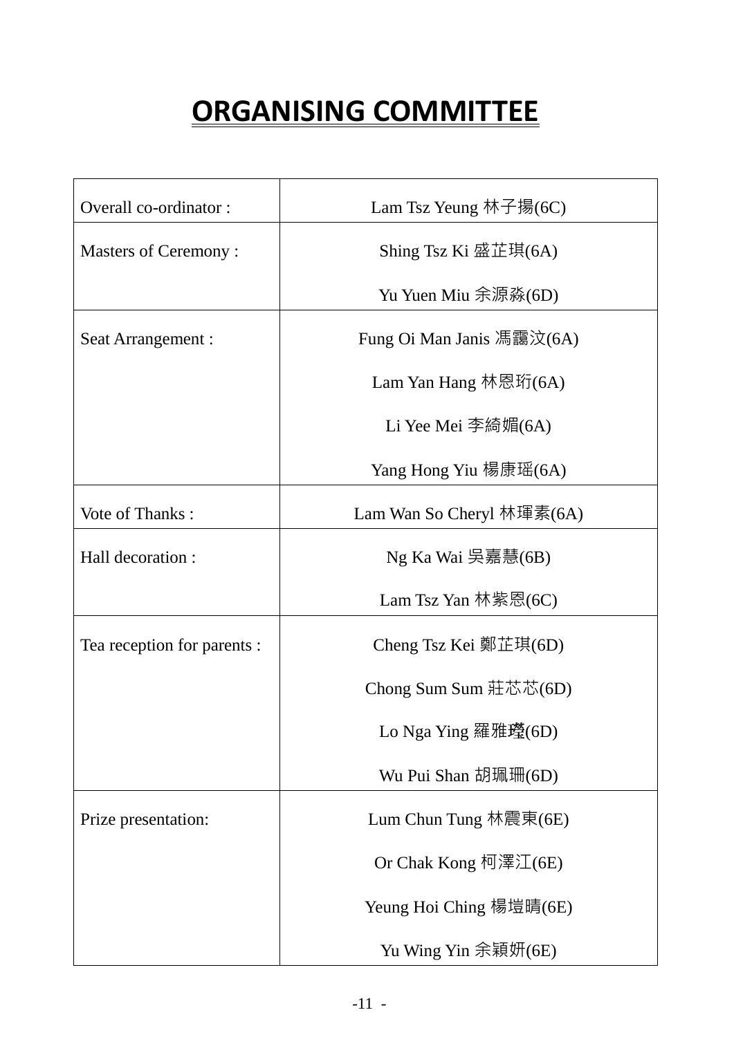# ORGANISING COMMITTEE

| | |
|---|---|
| Overall co-ordinator : | Lam Tsz Yeung 林子揚(6C) |
| Masters of Ceremony : | Shing Tsz Ki 盛芷琪(6A)<br>Yu Yuen Miu 余源淼(6D) |
| Seat Arrangement : | Fung Oi Man Janis 馮靄汶(6A)<br>Lam Yan Hang 林恩珩(6A)<br>Li Yee Mei 李綺媚(6A)<br>Yang Hong Yiu 楊康瑶(6A) |
| Vote of Thanks : | Lam Wan So Cheryl 林琿素(6A) |
| Hall decoration : | Ng Ka Wai 吳嘉慧(6B)<br>Lam Tsz Yan 林紫恩(6C) |
| Tea reception for parents : | Cheng Tsz Kei 鄭芷琪(6D)<br>Chong Sum Sum 莊芯芯(6D)<br>Lo Nga Ying 羅雅瑩(6D)<br>Wu Pui Shan 胡珮珊(6D) |
| Prize presentation: | Lum Chun Tung 林震東(6E)<br>Or Chak Kong 柯澤江(6E)<br>Yeung Hoi Ching 楊塏晴(6E)<br>Yu Wing Yin 余穎妍(6E) |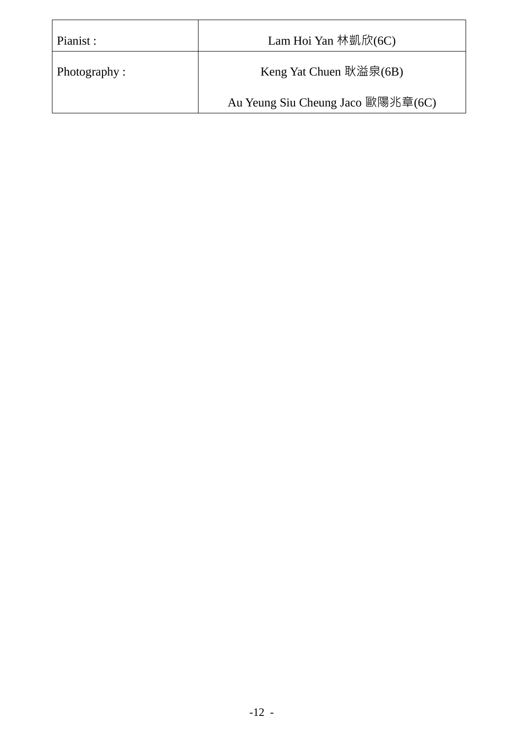| | |
|---|---|
| Pianist : | Lam Hoi Yan 林凱欣(6C) |
| Photography : | Keng Yat Chuen 耿溢泉(6B)<br>Au Yeung Siu Cheung Jaco 歐陽兆章(6C) |